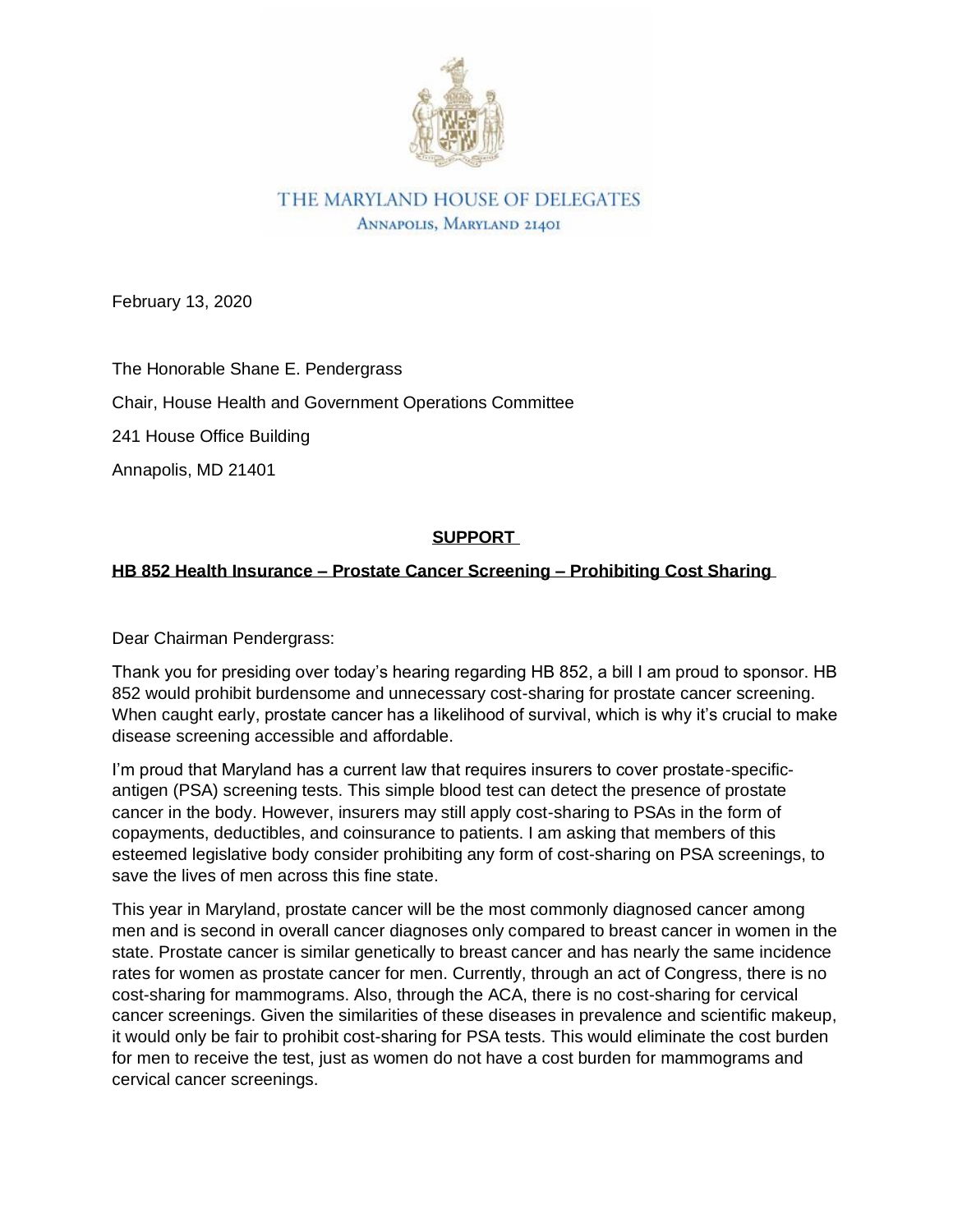THE MARYLAND HOUSE OF DELEGATES
ANNAPOLIS, MARYLAND 21401

February 13, 2020

The Honorable Shane E. Pendergrass

Chair, House Health and Government Operations Committee

241 House Office Building

Annapolis, MD 21401

**SUPPORT**

**HB 852 Health Insurance – Prostate Cancer Screening – Prohibiting Cost Sharing**

Dear Chairman Pendergrass:

Thank you for presiding over today's hearing regarding HB 852, a bill I am proud to sponsor. HB 852 would prohibit burdensome and unnecessary cost-sharing for prostate cancer screening. When caught early, prostate cancer has a likelihood of survival, which is why it's crucial to make disease screening accessible and affordable.

I'm proud that Maryland has a current law that requires insurers to cover prostate-specific-antigen (PSA) screening tests. This simple blood test can detect the presence of prostate cancer in the body. However, insurers may still apply cost-sharing to PSAs in the form of copayments, deductibles, and coinsurance to patients. I am asking that members of this esteemed legislative body consider prohibiting any form of cost-sharing on PSA screenings, to save the lives of men across this fine state.

This year in Maryland, prostate cancer will be the most commonly diagnosed cancer among men and is second in overall cancer diagnoses only compared to breast cancer in women in the state. Prostate cancer is similar genetically to breast cancer and has nearly the same incidence rates for women as prostate cancer for men. Currently, through an act of Congress, there is no cost-sharing for mammograms. Also, through the ACA, there is no cost-sharing for cervical cancer screenings. Given the similarities of these diseases in prevalence and scientific makeup, it would only be fair to prohibit cost-sharing for PSA tests. This would eliminate the cost burden for men to receive the test, just as women do not have a cost burden for mammograms and cervical cancer screenings.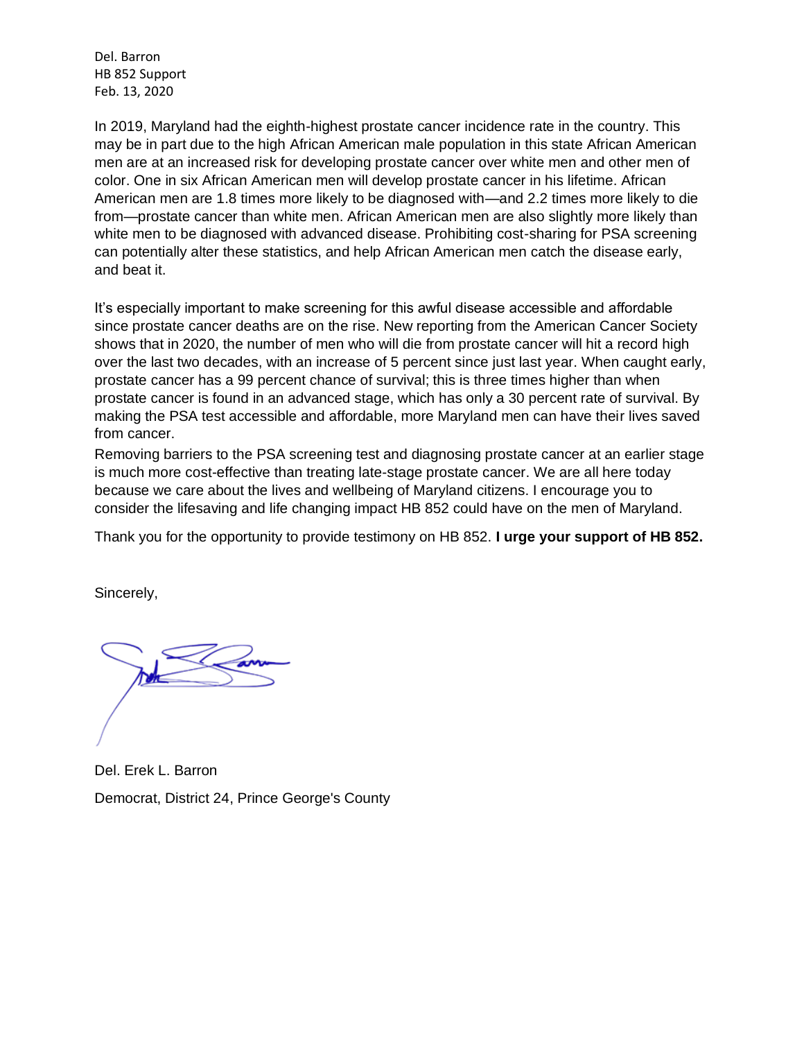Del. Barron
HB 852 Support
Feb. 13, 2020

In 2019, Maryland had the eighth-highest prostate cancer incidence rate in the country. This may be in part due to the high African American male population in this state African American men are at an increased risk for developing prostate cancer over white men and other men of color. One in six African American men will develop prostate cancer in his lifetime. African American men are 1.8 times more likely to be diagnosed with—and 2.2 times more likely to die from—prostate cancer than white men. African American men are also slightly more likely than white men to be diagnosed with advanced disease. Prohibiting cost-sharing for PSA screening can potentially alter these statistics, and help African American men catch the disease early, and beat it.

It's especially important to make screening for this awful disease accessible and affordable since prostate cancer deaths are on the rise. New reporting from the American Cancer Society shows that in 2020, the number of men who will die from prostate cancer will hit a record high over the last two decades, with an increase of 5 percent since just last year. When caught early, prostate cancer has a 99 percent chance of survival; this is three times higher than when prostate cancer is found in an advanced stage, which has only a 30 percent rate of survival. By making the PSA test accessible and affordable, more Maryland men can have their lives saved from cancer.

Removing barriers to the PSA screening test and diagnosing prostate cancer at an earlier stage is much more cost-effective than treating late-stage prostate cancer. We are all here today because we care about the lives and wellbeing of Maryland citizens. I encourage you to consider the lifesaving and life changing impact HB 852 could have on the men of Maryland.

Thank you for the opportunity to provide testimony on HB 852. **I urge your support of HB 852.**

Sincerely,

Del. Erek L. Barron
Democrat, District 24, Prince George's County